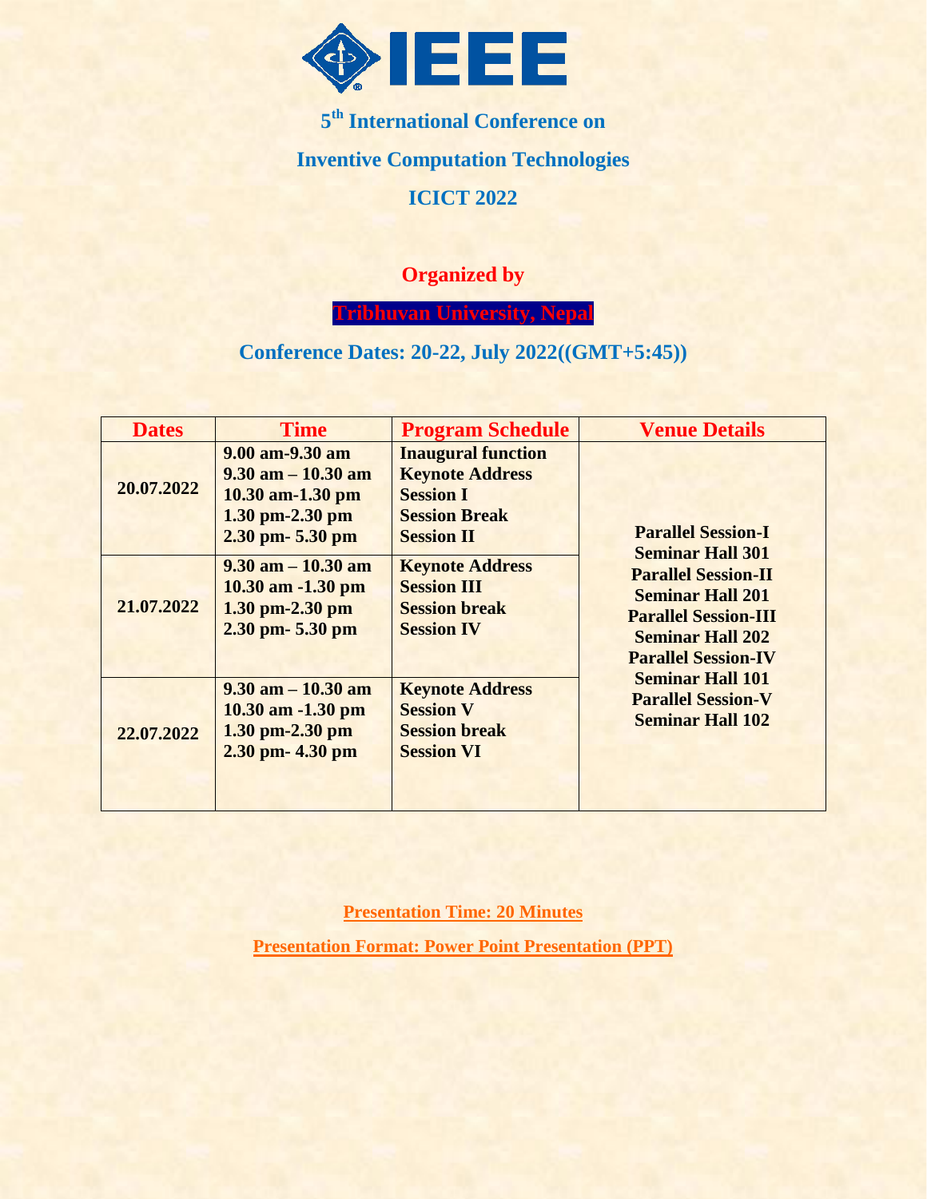# IEEE

## 5th International Conference on

## Inventive Computation Technologies

## ICICT 2022

**Organized by**

**Tribhuvan University, Nepal**

**Conference Dates: 20-22, July 2022((GMT+5:45))**

| Dates | Time | Program Schedule | Venue Details |
|---|---|---|---|
| 20.07.2022 | 9.00 am-9.30 am<br>9.30 am – 10.30 am<br>10.30 am-1.30 pm<br>1.30 pm-2.30 pm<br>2.30 pm- 5.30 pm | Inaugural function<br>Keynote Address<br>Session I<br>Session Break<br>Session II | Parallel Session-I<br>Seminar Hall 301<br>Parallel Session-II<br>Seminar Hall 201<br>Parallel Session-III<br>Seminar Hall 202<br>Parallel Session-IV<br>Seminar Hall 101<br>Parallel Session-V<br>Seminar Hall 102 |
| 21.07.2022 | 9.30 am – 10.30 am<br>10.30 am -1.30 pm<br>1.30 pm-2.30 pm<br>2.30 pm- 5.30 pm | Keynote Address<br>Session III<br>Session break<br>Session IV | |
| 22.07.2022 | 9.30 am – 10.30 am<br>10.30 am -1.30 pm<br>1.30 pm-2.30 pm<br>2.30 pm- 4.30 pm | Keynote Address<br>Session V<br>Session break<br>Session VI | |

**Presentation Time: 20 Minutes**

**Presentation Format: Power Point Presentation (PPT)**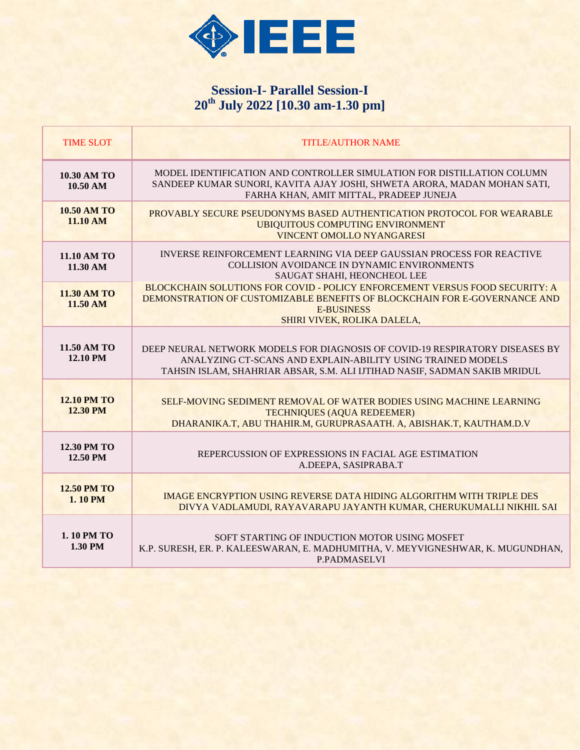## Session-I- Parallel Session-I

## 20th July 2022 [10.30 am-1.30 pm]

| TIME SLOT | TITLE/AUTHOR NAME |
|---|---|
| **10.30 AM TO 10.50 AM** | MODEL IDENTIFICATION AND CONTROLLER SIMULATION FOR DISTILLATION COLUMN<br>SANDEEP KUMAR SUNORI, KAVITA AJAY JOSHI, SHWETA ARORA, MADAN MOHAN SATI, FARHA KHAN, AMIT MITTAL, PRADEEP JUNEJA |
| **10.50 AM TO 11.10 AM** | PROVABLY SECURE PSEUDONYMS BASED AUTHENTICATION PROTOCOL FOR WEARABLE UBIQUITOUS COMPUTING ENVIRONMENT<br>VINCENT OMOLLO NYANGARESI |
| **11.10 AM TO 11.30 AM** | INVERSE REINFORCEMENT LEARNING VIA DEEP GAUSSIAN PROCESS FOR REACTIVE COLLISION AVOIDANCE IN DYNAMIC ENVIRONMENTS<br>SAUGAT SHAHI, HEONCHEOL LEE |
| **11.30 AM TO 11.50 AM** | BLOCKCHAIN SOLUTIONS FOR COVID - POLICY ENFORCEMENT VERSUS FOOD SECURITY: A DEMONSTRATION OF CUSTOMIZABLE BENEFITS OF BLOCKCHAIN FOR E-GOVERNANCE AND E-BUSINESS<br>SHIRI VIVEK, ROLIKA DALELA, |
| **11.50 AM TO 12.10 PM** | DEEP NEURAL NETWORK MODELS FOR DIAGNOSIS OF COVID-19 RESPIRATORY DISEASES BY ANALYZING CT-SCANS AND EXPLAIN-ABILITY USING TRAINED MODELS<br>TAHSIN ISLAM, SHAHRIAR ABSAR, S.M. ALI IJTIHAD NASIF, SADMAN SAKIB MRIDUL |
| **12.10 PM TO 12.30 PM** | SELF-MOVING SEDIMENT REMOVAL OF WATER BODIES USING MACHINE LEARNING TECHNIQUES (AQUA REDEEMER)<br>DHARANIKA.T, ABU THAHIR.M, GURUPRASAATH. A, ABISHAK.T, KAUTHAM.D.V |
| **12.30 PM TO 12.50 PM** | REPERCUSSION OF EXPRESSIONS IN FACIAL AGE ESTIMATION<br>A.DEEPA, SASIPRABA.T |
| **12.50 PM TO 1. 10 PM** | IMAGE ENCRYPTION USING REVERSE DATA HIDING ALGORITHM WITH TRIPLE DES<br>DIVYA VADLAMUDI, RAYAVARAPU JAYANTH KUMAR, CHERUKUMALLI NIKHIL SAI |
| **1. 10 PM TO 1.30 PM** | SOFT STARTING OF INDUCTION MOTOR USING MOSFET<br>K.P. SURESH, ER. P. KALEESWARAN, E. MADHUMITHA, V. MEYVIGNESHWAR, K. MUGUNDHAN, P.PADMASELVI |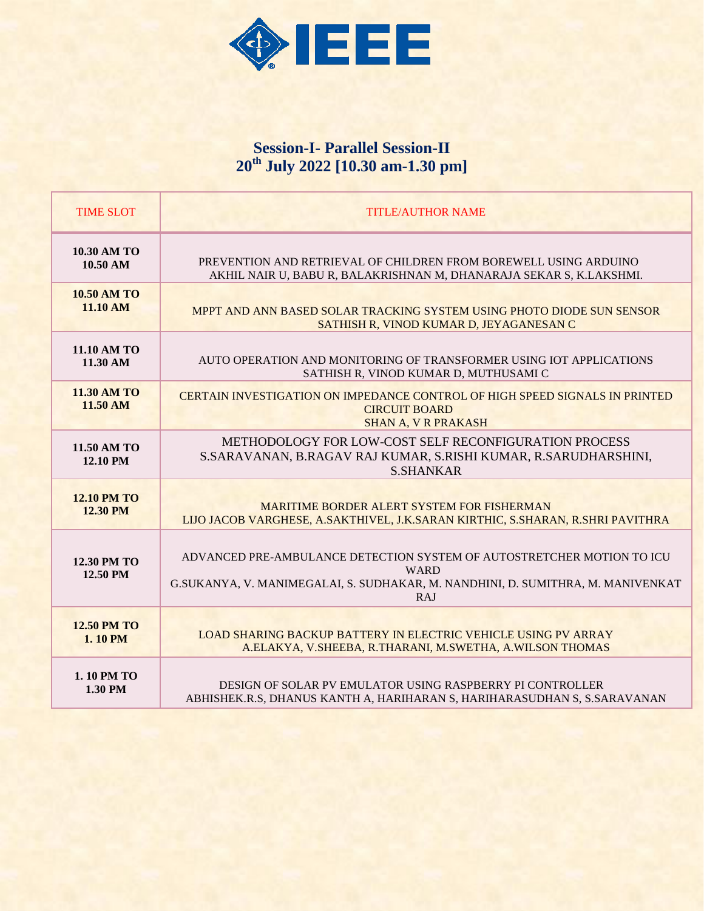## Session-I- Parallel Session-II
## 20th July 2022 [10.30 am-1.30 pm]

| TIME SLOT | TITLE/AUTHOR NAME |
|---|---|
| **10.30 AM TO 10.50 AM** | PREVENTION AND RETRIEVAL OF CHILDREN FROM BOREWELL USING ARDUINO AKHIL NAIR U, BABU R, BALAKRISHNAN M, DHANARAJA SEKAR S, K.LAKSHMI. |
| **10.50 AM TO 11.10 AM** | MPPT AND ANN BASED SOLAR TRACKING SYSTEM USING PHOTO DIODE SUN SENSOR SATHISH R, VINOD KUMAR D, JEYAGANESAN C |
| **11.10 AM TO 11.30 AM** | AUTO OPERATION AND MONITORING OF TRANSFORMER USING IOT APPLICATIONS SATHISH R, VINOD KUMAR D, MUTHUSAMI C |
| **11.30 AM TO 11.50 AM** | CERTAIN INVESTIGATION ON IMPEDANCE CONTROL OF HIGH SPEED SIGNALS IN PRINTED CIRCUIT BOARD SHAN A, V R PRAKASH |
| **11.50 AM TO 12.10 PM** | METHODOLOGY FOR LOW-COST SELF RECONFIGURATION PROCESS S.SARAVANAN, B.RAGAV RAJ KUMAR, S.RISHI KUMAR, R.SARUDHARSHINI, S.SHANKAR |
| **12.10 PM TO 12.30 PM** | MARITIME BORDER ALERT SYSTEM FOR FISHERMAN LIJO JACOB VARGHESE, A.SAKTHIVEL, J.K.SARAN KIRTHIC, S.SHARAN, R.SHRI PAVITHRA |
| **12.30 PM TO 12.50 PM** | ADVANCED PRE-AMBULANCE DETECTION SYSTEM OF AUTOSTRETCHER MOTION TO ICU WARD G.SUKANYA, V. MANIMEGALAI, S. SUDHAKAR, M. NANDHINI, D. SUMITHRA, M. MANIVENKAT RAJ |
| **12.50 PM TO 1. 10 PM** | LOAD SHARING BACKUP BATTERY IN ELECTRIC VEHICLE USING PV ARRAY A.ELAKYA, V.SHEEBA, R.THARANI, M.SWETHA, A.WILSON THOMAS |
| **1. 10 PM TO 1.30 PM** | DESIGN OF SOLAR PV EMULATOR USING RASPBERRY PI CONTROLLER ABHISHEK.R.S, DHANUS KANTH A, HARIHARAN S, HARIHARASUDHAN S, S.SARAVANAN |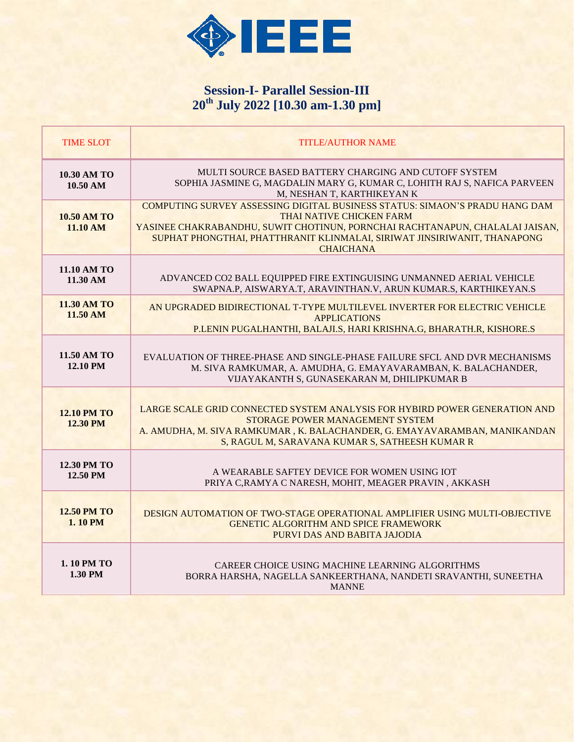## Session-I- Parallel Session-III
## 20th July 2022 [10.30 am-1.30 pm]

| TIME SLOT | TITLE/AUTHOR NAME |
|---|---|
| **10.30 AM TO 10.50 AM** | MULTI SOURCE BASED BATTERY CHARGING AND CUTOFF SYSTEM<br>SOPHIA JASMINE G, MAGDALIN MARY G, KUMAR C, LOHITH RAJ S, NAFICA PARVEEN M, NESHAN T, KARTHIKEYAN K |
| **10.50 AM TO 11.10 AM** | COMPUTING SURVEY ASSESSING DIGITAL BUSINESS STATUS: SIMAON'S PRADU HANG DAM THAI NATIVE CHICKEN FARM<br>YASINEE CHAKRABANDHU, SUWIT CHOTINUN, PORNCHAI RACHTANAPUN, CHALALAI JAISAN, SUPHAT PHONGTHAI, PHATTHRANIT KLINMALAI, SIRIWAT JINSIRIWANIT, THANAPONG CHAICHANA |
| **11.10 AM TO 11.30 AM** | ADVANCED $CO_2$ BALL EQUIPPED FIRE EXTINGUISING UNMANNED AERIAL VEHICLE<br>SWAPNA.P, AISWARYA.T, ARAVINTHAN.V, ARUN KUMAR.S, KARTHIKEYAN.S |
| **11.30 AM TO 11.50 AM** | AN UPGRADED BIDIRECTIONAL T-TYPE MULTILEVEL INVERTER FOR ELECTRIC VEHICLE APPLICATIONS<br>P.LENIN PUGALHANTHI, BALAJI.S, HARI KRISHNA.G, BHARATH.R, KISHORE.S |
| **11.50 AM TO 12.10 PM** | EVALUATION OF THREE-PHASE AND SINGLE-PHASE FAILURE SFCL AND DVR MECHANISMS<br>M. SIVA RAMKUMAR, A. AMUDHA, G. EMAYAVARAMBAN, K. BALACHANDER, VIJAYAKANTH S, GUNASEKARAN M, DHILIPKUMAR B |
| **12.10 PM TO 12.30 PM** | LARGE SCALE GRID CONNECTED SYSTEM ANALYSIS FOR HYBIRD POWER GENERATION AND STORAGE POWER MANAGEMENT SYSTEM<br>A. AMUDHA, M. SIVA RAMKUMAR , K. BALACHANDER, G. EMAYAVARAMBAN, MANIKANDAN S, RAGUL M, SARAVANA KUMAR S, SATHEESH KUMAR R |
| **12.30 PM TO 12.50 PM** | A WEARABLE SAFTEY DEVICE FOR WOMEN USING IOT<br>PRIYA C,RAMYA C NARESH, MOHIT, MEAGER PRAVIN , AKKASH |
| **12.50 PM TO 1. 10 PM** | DESIGN AUTOMATION OF TWO-STAGE OPERATIONAL AMPLIFIER USING MULTI-OBJECTIVE GENETIC ALGORITHM AND SPICE FRAMEWORK<br>PURVI DAS AND BABITA JAJODIA |
| **1. 10 PM TO 1.30 PM** | CAREER CHOICE USING MACHINE LEARNING ALGORITHMS<br>BORRA HARSHA, NAGELLA SANKEERTHANA, NANDETI SRAVANTHI, SUNEETHA MANNE |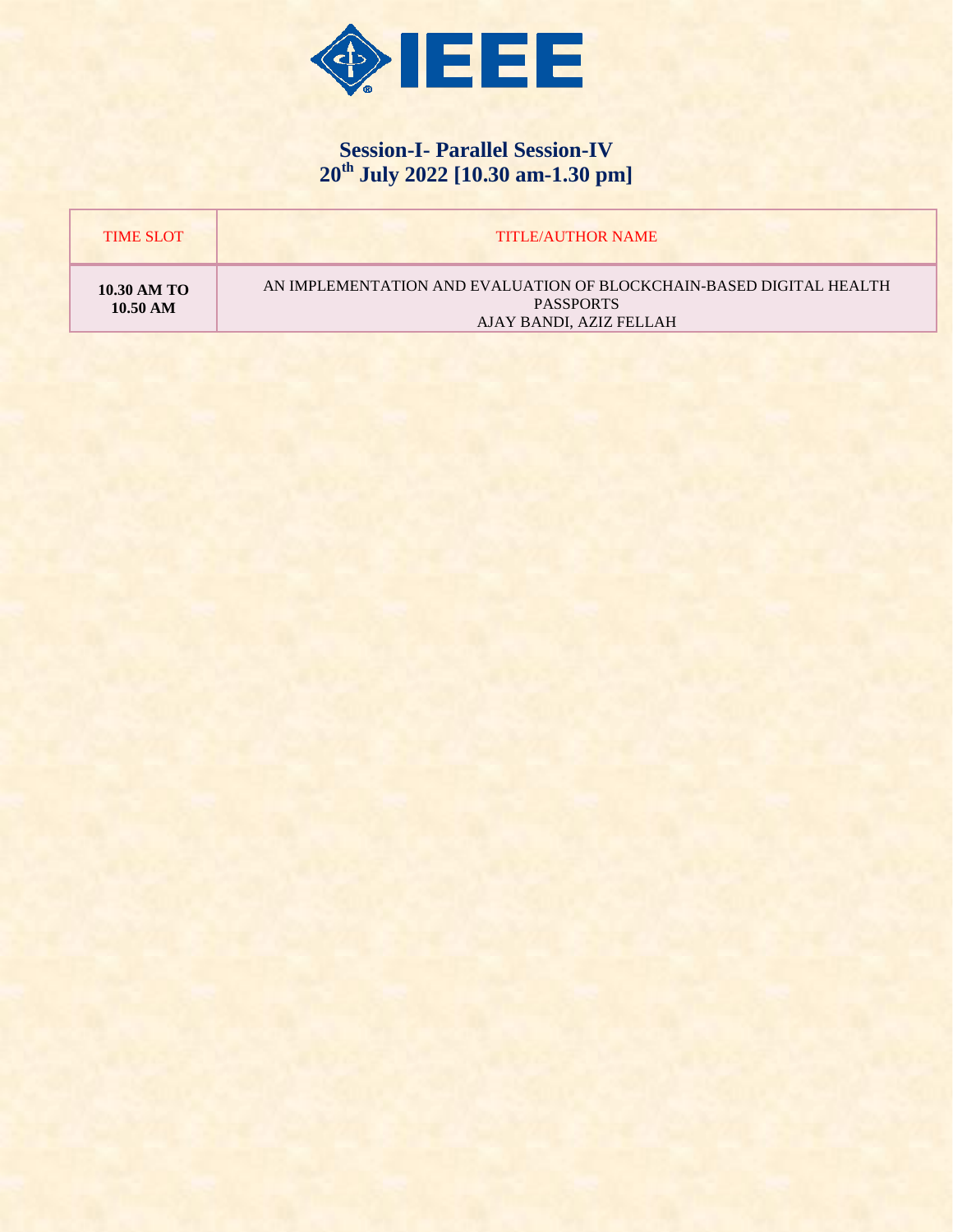## Session-I- Parallel Session-IV
## 20th July 2022 [10.30 am-1.30 pm]

| TIME SLOT | TITLE/AUTHOR NAME |
|---|---|
| **10.30 AM TO 10.50 AM** | AN IMPLEMENTATION AND EVALUATION OF BLOCKCHAIN-BASED DIGITAL HEALTH PASSPORTS<br>AJAY BANDI, AZIZ FELLAH |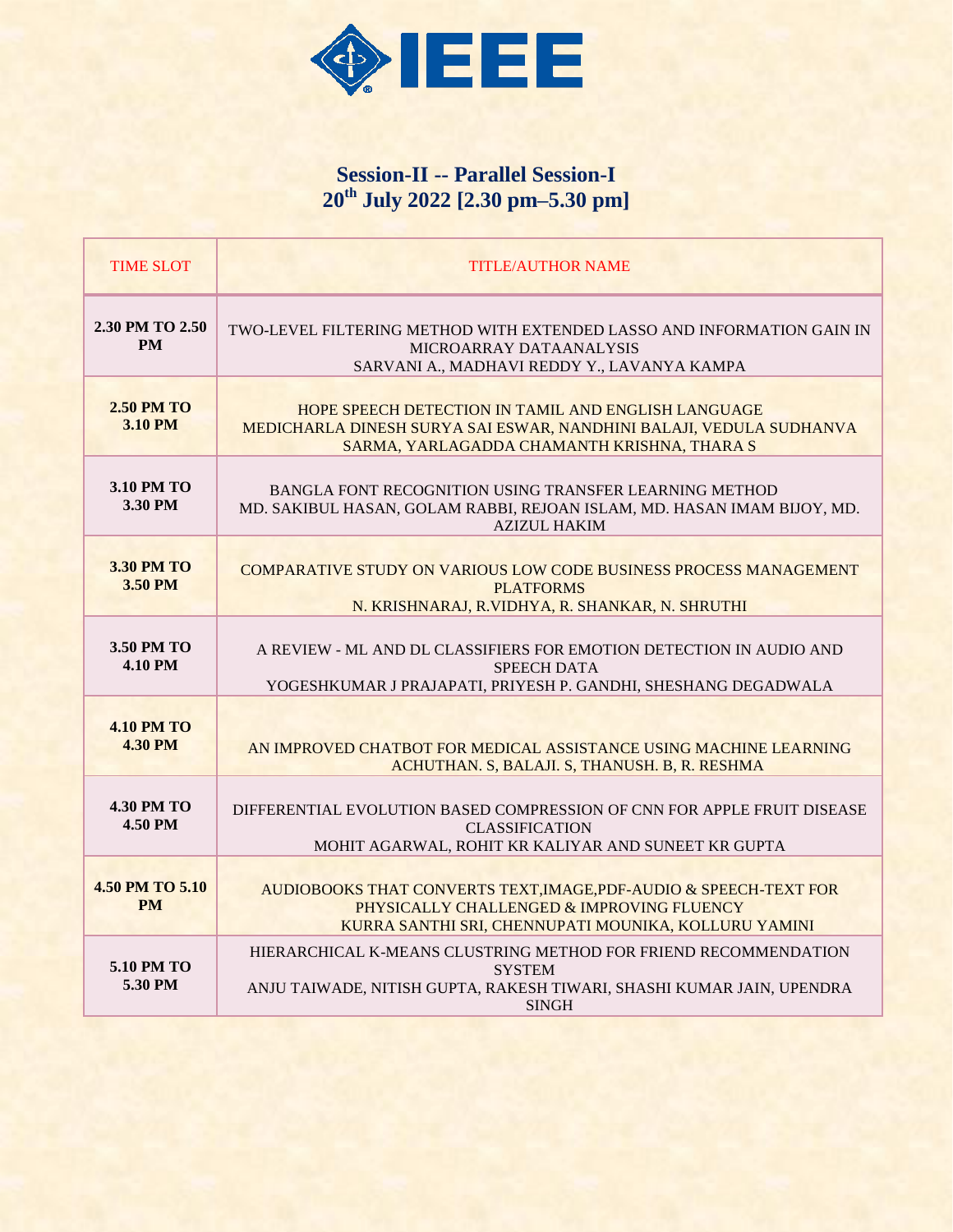## Session-II -- Parallel Session-I

## 20th July 2022 [2.30 pm–5.30 pm]

| TIME SLOT | TITLE/AUTHOR NAME |
|---|---|
| **2.30 PM TO 2.50 PM** | TWO-LEVEL FILTERING METHOD WITH EXTENDED LASSO AND INFORMATION GAIN IN MICROARRAY DATAANALYSIS<br>SARVANI A., MADHAVI REDDY Y., LAVANYA KAMPA |
| **2.50 PM TO 3.10 PM** | HOPE SPEECH DETECTION IN TAMIL AND ENGLISH LANGUAGE<br>MEDICHARLA DINESH SURYA SAI ESWAR, NANDHINI BALAJI, VEDULA SUDHANVA SARMA, YARLAGADDA CHAMANTH KRISHNA, THARA S |
| **3.10 PM TO 3.30 PM** | BANGLA FONT RECOGNITION USING TRANSFER LEARNING METHOD<br>MD. SAKIBUL HASAN, GOLAM RABBI, REJOAN ISLAM, MD. HASAN IMAM BIJOY, MD. AZIZUL HAKIM |
| **3.30 PM TO 3.50 PM** | COMPARATIVE STUDY ON VARIOUS LOW CODE BUSINESS PROCESS MANAGEMENT PLATFORMS<br>N. KRISHNARAJ, R.VIDHYA, R. SHANKAR, N. SHRUTHI |
| **3.50 PM TO 4.10 PM** | A REVIEW - ML AND DL CLASSIFIERS FOR EMOTION DETECTION IN AUDIO AND SPEECH DATA<br>YOGESHKUMAR J PRAJAPATI, PRIYESH P. GANDHI, SHESHANG DEGADWALA |
| **4.10 PM TO 4.30 PM** | AN IMPROVED CHATBOT FOR MEDICAL ASSISTANCE USING MACHINE LEARNING<br>ACHUTHAN. S, BALAJI. S, THANUSH. B, R. RESHMA |
| **4.30 PM TO 4.50 PM** | DIFFERENTIAL EVOLUTION BASED COMPRESSION OF CNN FOR APPLE FRUIT DISEASE CLASSIFICATION<br>MOHIT AGARWAL, ROHIT KR KALIYAR AND SUNEET KR GUPTA |
| **4.50 PM TO 5.10 PM** | AUDIOBOOKS THAT CONVERTS TEXT,IMAGE,PDF-AUDIO & SPEECH-TEXT FOR PHYSICALLY CHALLENGED & IMPROVING FLUENCY<br>KURRA SANTHI SRI, CHENNUPATI MOUNIKA, KOLLURU YAMINI |
| **5.10 PM TO 5.30 PM** | HIERARCHICAL K-MEANS CLUSTRING METHOD FOR FRIEND RECOMMENDATION SYSTEM<br>ANJU TAIWADE, NITISH GUPTA, RAKESH TIWARI, SHASHI KUMAR JAIN, UPENDRA SINGH |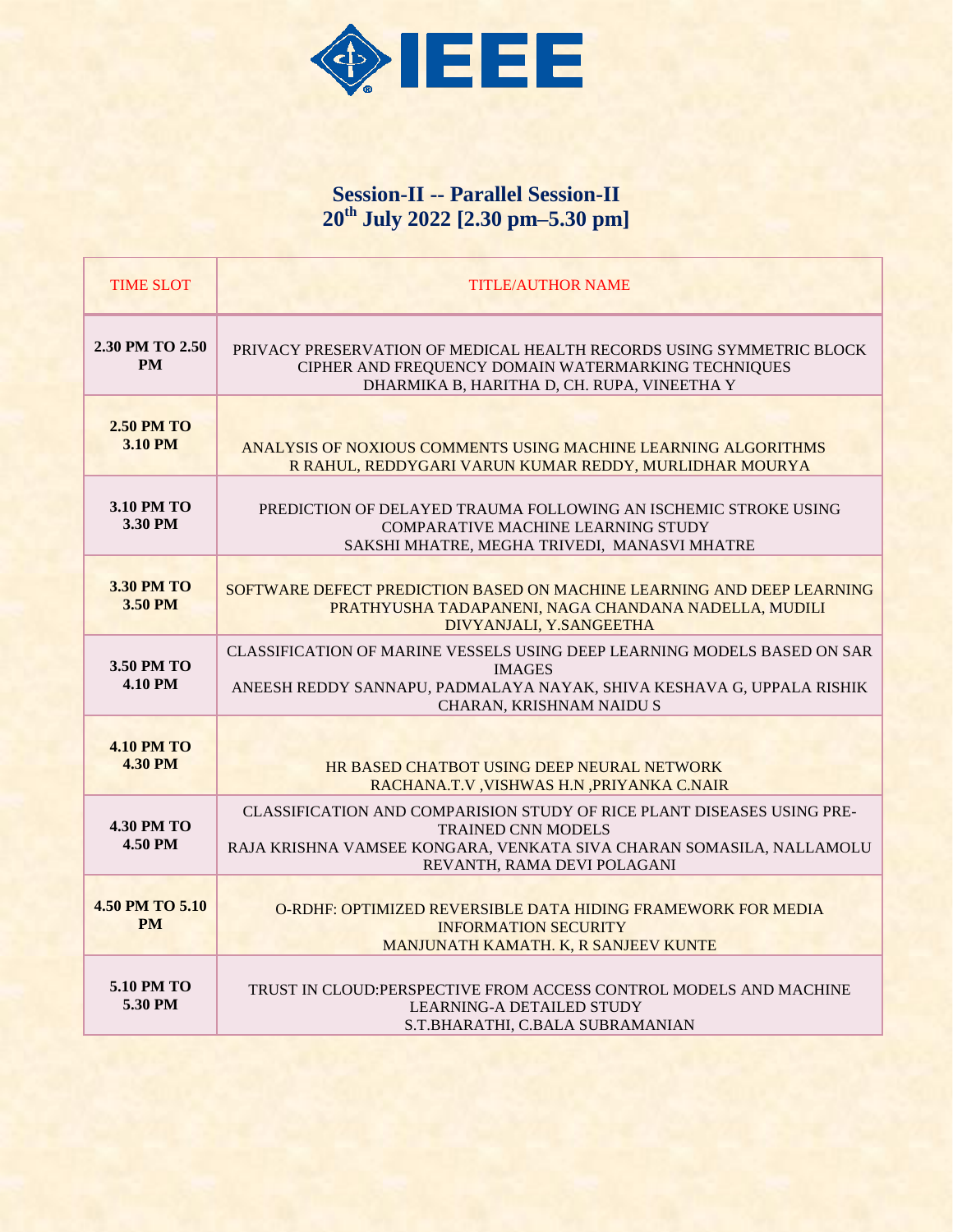## Session-II -- Parallel Session-II

## 20th July 2022 [2.30 pm–5.30 pm]

| TIME SLOT | TITLE/AUTHOR NAME |
|---|---|
| **2.30 PM TO 2.50 PM** | PRIVACY PRESERVATION OF MEDICAL HEALTH RECORDS USING SYMMETRIC BLOCK CIPHER AND FREQUENCY DOMAIN WATERMARKING TECHNIQUES<br>DHARMIKA B, HARITHA D, CH. RUPA, VINEETHA Y |
| **2.50 PM TO 3.10 PM** | ANALYSIS OF NOXIOUS COMMENTS USING MACHINE LEARNING ALGORITHMS<br>R RAHUL, REDDYGARI VARUN KUMAR REDDY, MURLIDHAR MOURYA |
| **3.10 PM TO 3.30 PM** | PREDICTION OF DELAYED TRAUMA FOLLOWING AN ISCHEMIC STROKE USING COMPARATIVE MACHINE LEARNING STUDY<br>SAKSHI MHATRE, MEGHA TRIVEDI, MANASVI MHATRE |
| **3.30 PM TO 3.50 PM** | SOFTWARE DEFECT PREDICTION BASED ON MACHINE LEARNING AND DEEP LEARNING<br>PRATHYUSHA TADAPANENI, NAGA CHANDANA NADELLA, MUDILI DIVYANJALI, Y.SANGEETHA |
| **3.50 PM TO 4.10 PM** | CLASSIFICATION OF MARINE VESSELS USING DEEP LEARNING MODELS BASED ON SAR IMAGES<br>ANEESH REDDY SANNAPU, PADMALAYA NAYAK, SHIVA KESHAVA G, UPPALA RISHIK CHARAN, KRISHNAM NAIDU S |
| **4.10 PM TO 4.30 PM** | HR BASED CHATBOT USING DEEP NEURAL NETWORK<br>RACHANA.T.V ,VISHWAS H.N ,PRIYANKA C.NAIR |
| **4.30 PM TO 4.50 PM** | CLASSIFICATION AND COMPARISION STUDY OF RICE PLANT DISEASES USING PRE-TRAINED CNN MODELS<br>RAJA KRISHNA VAMSEE KONGARA, VENKATA SIVA CHARAN SOMASILA, NALLAMOLU REVANTH, RAMA DEVI POLAGANI |
| **4.50 PM TO 5.10 PM** | O-RDHF: OPTIMIZED REVERSIBLE DATA HIDING FRAMEWORK FOR MEDIA INFORMATION SECURITY<br>MANJUNATH KAMATH. K, R SANJEEV KUNTE |
| **5.10 PM TO 5.30 PM** | TRUST IN CLOUD:PERSPECTIVE FROM ACCESS CONTROL MODELS AND MACHINE LEARNING-A DETAILED STUDY<br>S.T.BHARATHI, C.BALA SUBRAMANIAN |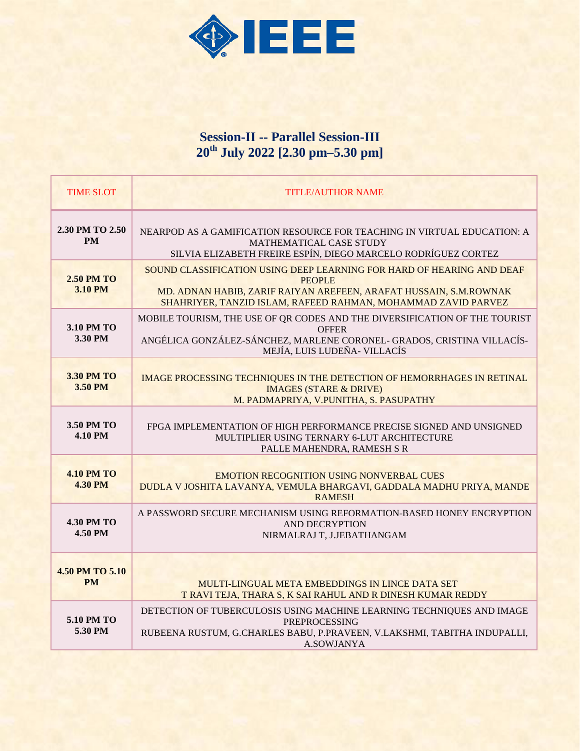## Session-II -- Parallel Session-III
## 20th July 2022 [2.30 pm–5.30 pm]

| TIME SLOT | TITLE/AUTHOR NAME |
|---|---|
| **2.30 PM TO 2.50 PM** | NEARPOD AS A GAMIFICATION RESOURCE FOR TEACHING IN VIRTUAL EDUCATION: A MATHEMATICAL CASE STUDY<br>SILVIA ELIZABETH FREIRE ESPÍN, DIEGO MARCELO RODRÍGUEZ CORTEZ |
| **2.50 PM TO 3.10 PM** | SOUND CLASSIFICATION USING DEEP LEARNING FOR HARD OF HEARING AND DEAF PEOPLE<br>MD. ADNAN HABIB, ZARIF RAIYAN AREFEEN, ARAFAT HUSSAIN, S.M.ROWNAK SHAHRIYER, TANZID ISLAM, RAFEED RAHMAN, MOHAMMAD ZAVID PARVEZ |
| **3.10 PM TO 3.30 PM** | MOBILE TOURISM, THE USE OF QR CODES AND THE DIVERSIFICATION OF THE TOURIST OFFER<br>ANGÉLICA GONZÁLEZ-SÁNCHEZ, MARLENE CORONEL- GRADOS, CRISTINA VILLACÍS-MEJÍA, LUIS LUDEÑA- VILLACÍS |
| **3.30 PM TO 3.50 PM** | IMAGE PROCESSING TECHNIQUES IN THE DETECTION OF HEMORRHAGES IN RETINAL IMAGES (STARE & DRIVE)<br>M. PADMAPRIYA, V.PUNITHA, S. PASUPATHY |
| **3.50 PM TO 4.10 PM** | FPGA IMPLEMENTATION OF HIGH PERFORMANCE PRECISE SIGNED AND UNSIGNED MULTIPLIER USING TERNARY 6-LUT ARCHITECTURE<br>PALLE MAHENDRA, RAMESH S R |
| **4.10 PM TO 4.30 PM** | EMOTION RECOGNITION USING NONVERBAL CUES<br>DUDLA V JOSHITA LAVANYA, VEMULA BHARGAVI, GADDALA MADHU PRIYA, MANDE RAMESH |
| **4.30 PM TO 4.50 PM** | A PASSWORD SECURE MECHANISM USING REFORMATION-BASED HONEY ENCRYPTION AND DECRYPTION<br>NIRMALRAJ T, J.JEBATHANGAM |
| **4.50 PM TO 5.10 PM** | MULTI-LINGUAL META EMBEDDINGS IN LINCE DATA SET<br>T RAVI TEJA, THARA S, K SAI RAHUL AND R DINESH KUMAR REDDY |
| **5.10 PM TO 5.30 PM** | DETECTION OF TUBERCULOSIS USING MACHINE LEARNING TECHNIQUES AND IMAGE PREPROCESSING<br>RUBEENA RUSTUM, G.CHARLES BABU, P.PRAVEEN, V.LAKSHMI, TABITHA INDUPALLI, A.SOWJANYA |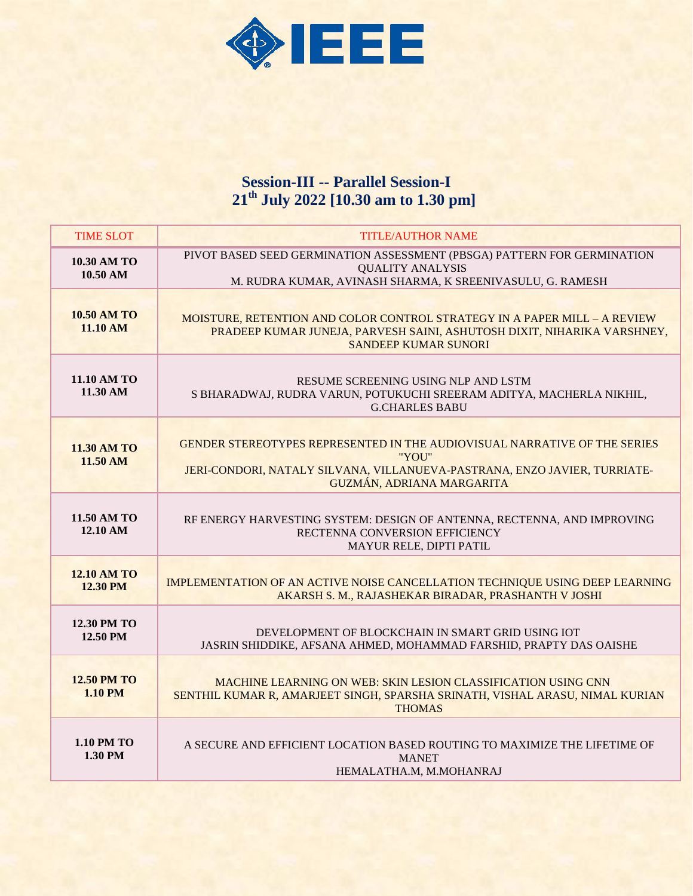IEEE

## Session-III -- Parallel Session-I
## 21th July 2022 [10.30 am to 1.30 pm]

| TIME SLOT | TITLE/AUTHOR NAME |
|---|---|
| **10.30 AM TO 10.50 AM** | PIVOT BASED SEED GERMINATION ASSESSMENT (PBSGA) PATTERN FOR GERMINATION QUALITY ANALYSIS<br>M. RUDRA KUMAR, AVINASH SHARMA, K SREENIVASULU, G. RAMESH |
| **10.50 AM TO 11.10 AM** | MOISTURE, RETENTION AND COLOR CONTROL STRATEGY IN A PAPER MILL – A REVIEW<br>PRADEEP KUMAR JUNEJA, PARVESH SAINI, ASHUTOSH DIXIT, NIHARIKA VARSHNEY, SANDEEP KUMAR SUNORI |
| **11.10 AM TO 11.30 AM** | RESUME SCREENING USING NLP AND LSTM<br>S BHARADWAJ, RUDRA VARUN, POTUKUCHI SREERAM ADITYA, MACHERLA NIKHIL, G.CHARLES BABU |
| **11.30 AM TO 11.50 AM** | GENDER STEREOTYPES REPRESENTED IN THE AUDIOVISUAL NARRATIVE OF THE SERIES "YOU"<br>JERI-CONDORI, NATALY SILVANA, VILLANUEVA-PASTRANA, ENZO JAVIER, TURRIATE-GUZMÁN, ADRIANA MARGARITA |
| **11.50 AM TO 12.10 AM** | RF ENERGY HARVESTING SYSTEM: DESIGN OF ANTENNA, RECTENNA, AND IMPROVING RECTENNA CONVERSION EFFICIENCY<br>MAYUR RELE, DIPTI PATIL |
| **12.10 AM TO 12.30 PM** | IMPLEMENTATION OF AN ACTIVE NOISE CANCELLATION TECHNIQUE USING DEEP LEARNING<br>AKARSH S. M., RAJASHEKAR BIRADAR, PRASHANTH V JOSHI |
| **12.30 PM TO 12.50 PM** | DEVELOPMENT OF BLOCKCHAIN IN SMART GRID USING IOT<br>JASRIN SHIDDIKE, AFSANA AHMED, MOHAMMAD FARSHID, PRAPTY DAS OAISHE |
| **12.50 PM TO 1.10 PM** | MACHINE LEARNING ON WEB: SKIN LESION CLASSIFICATION USING CNN<br>SENTHIL KUMAR R, AMARJEET SINGH, SPARSHA SRINATH, VISHAL ARASU, NIMAL KURIAN THOMAS |
| **1.10 PM TO 1.30 PM** | A SECURE AND EFFICIENT LOCATION BASED ROUTING TO MAXIMIZE THE LIFETIME OF MANET<br>HEMALATHA.M, M.MOHANRAJ |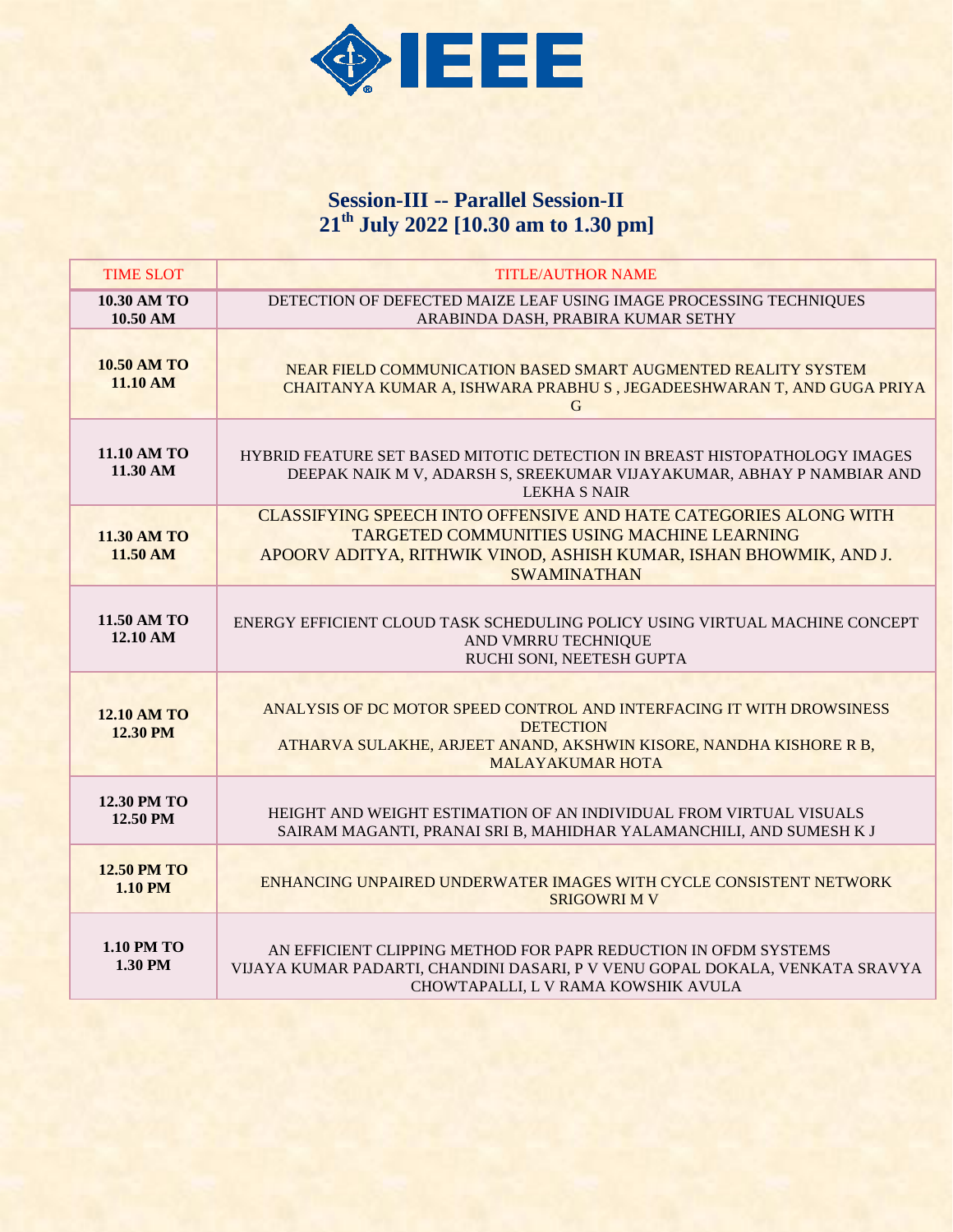## Session-III -- Parallel Session-II

## 21th July 2022 [10.30 am to 1.30 pm]

| TIME SLOT | TITLE/AUTHOR NAME |
|---|---|
| **10.30 AM TO 10.50 AM** | DETECTION OF DEFECTED MAIZE LEAF USING IMAGE PROCESSING TECHNIQUES<br>ARABINDA DASH, PRABIRA KUMAR SETHY |
| **10.50 AM TO 11.10 AM** | NEAR FIELD COMMUNICATION BASED SMART AUGMENTED REALITY SYSTEM<br>CHAITANYA KUMAR A, ISHWARA PRABHU S , JEGADEESHWARAN T, AND GUGA PRIYA G |
| **11.10 AM TO 11.30 AM** | HYBRID FEATURE SET BASED MITOTIC DETECTION IN BREAST HISTOPATHOLOGY IMAGES<br>DEEPAK NAIK M V, ADARSH S, SREEKUMAR VIJAYAKUMAR, ABHAY P NAMBIAR AND LEKHA S NAIR |
| **11.30 AM TO 11.50 AM** | CLASSIFYING SPEECH INTO OFFENSIVE AND HATE CATEGORIES ALONG WITH TARGETED COMMUNITIES USING MACHINE LEARNING<br>APOORV ADITYA, RITHWIK VINOD, ASHISH KUMAR, ISHAN BHOWMIK, AND J. SWAMINATHAN |
| **11.50 AM TO 12.10 AM** | ENERGY EFFICIENT CLOUD TASK SCHEDULING POLICY USING VIRTUAL MACHINE CONCEPT AND VMRRU TECHNIQUE<br>RUCHI SONI, NEETESH GUPTA |
| **12.10 AM TO 12.30 PM** | ANALYSIS OF DC MOTOR SPEED CONTROL AND INTERFACING IT WITH DROWSINESS DETECTION<br>ATHARVA SULAKHE, ARJEET ANAND, AKSHWIN KISORE, NANDHA KISHORE R B, MALAYAKUMAR HOTA |
| **12.30 PM TO 12.50 PM** | HEIGHT AND WEIGHT ESTIMATION OF AN INDIVIDUAL FROM VIRTUAL VISUALS<br>SAIRAM MAGANTI, PRANAI SRI B, MAHIDHAR YALAMANCHILI, AND SUMESH K J |
| **12.50 PM TO 1.10 PM** | ENHANCING UNPAIRED UNDERWATER IMAGES WITH CYCLE CONSISTENT NETWORK<br>SRIGOWRI M V |
| **1.10 PM TO 1.30 PM** | AN EFFICIENT CLIPPING METHOD FOR PAPR REDUCTION IN OFDM SYSTEMS<br>VIJAYA KUMAR PADARTI, CHANDINI DASARI, P V VENU GOPAL DOKALA, VENKATA SRAVYA CHOWTAPALLI, L V RAMA KOWSHIK AVULA |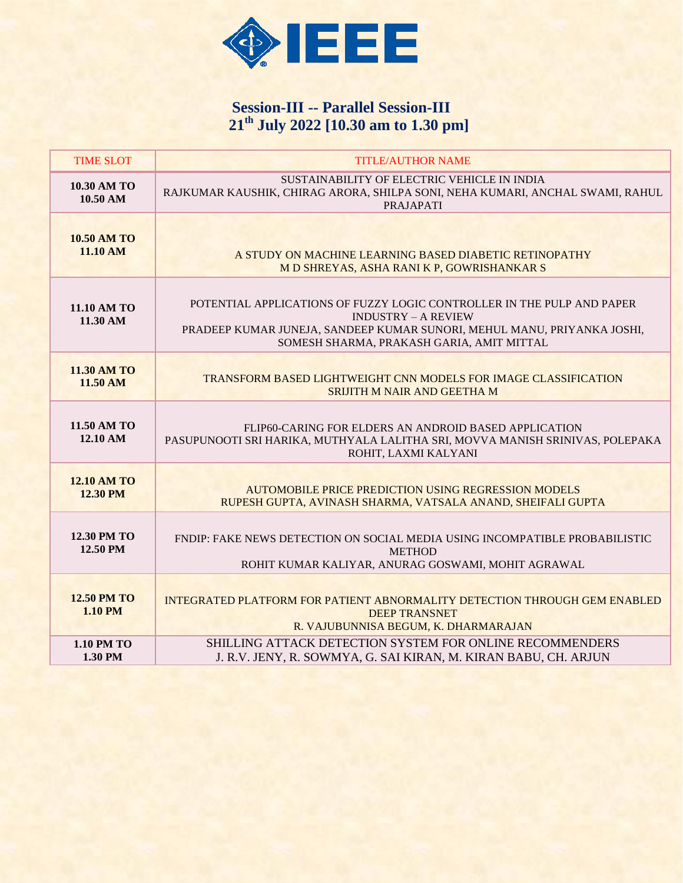## Session-III -- Parallel Session-III

## 21th July 2022 [10.30 am to 1.30 pm]

| TIME SLOT | TITLE/AUTHOR NAME |
|---|---|
| **10.30 AM TO 10.50 AM** | SUSTAINABILITY OF ELECTRIC VEHICLE IN INDIA<br>RAJKUMAR KAUSHIK, CHIRAG ARORA, SHILPA SONI, NEHA KUMARI, ANCHAL SWAMI, RAHUL PRAJAPATI |
| **10.50 AM TO 11.10 AM** | A STUDY ON MACHINE LEARNING BASED DIABETIC RETINOPATHY<br>M D SHREYAS, ASHA RANI K P, GOWRISHANKAR S |
| **11.10 AM TO 11.30 AM** | POTENTIAL APPLICATIONS OF FUZZY LOGIC CONTROLLER IN THE PULP AND PAPER INDUSTRY – A REVIEW<br>PRADEEP KUMAR JUNEJA, SANDEEP KUMAR SUNORI, MEHUL MANU, PRIYANKA JOSHI, SOMESH SHARMA, PRAKASH GARIA, AMIT MITTAL |
| **11.30 AM TO 11.50 AM** | TRANSFORM BASED LIGHTWEIGHT CNN MODELS FOR IMAGE CLASSIFICATION<br>SRIJITH M NAIR AND GEETHA M |
| **11.50 AM TO 12.10 AM** | FLIP60-CARING FOR ELDERS AN ANDROID BASED APPLICATION<br>PASUPUNOOTI SRI HARIKA, MUTHYALA LALITHA SRI, MOVVA MANISH SRINIVAS, POLEPAKA ROHIT, LAXMI KALYANI |
| **12.10 AM TO 12.30 PM** | AUTOMOBILE PRICE PREDICTION USING REGRESSION MODELS<br>RUPESH GUPTA, AVINASH SHARMA, VATSALA ANAND, SHEIFALI GUPTA |
| **12.30 PM TO 12.50 PM** | FNDIP: FAKE NEWS DETECTION ON SOCIAL MEDIA USING INCOMPATIBLE PROBABILISTIC METHOD<br>ROHIT KUMAR KALIYAR, ANURAG GOSWAMI, MOHIT AGRAWAL |
| **12.50 PM TO 1.10 PM** | INTEGRATED PLATFORM FOR PATIENT ABNORMALITY DETECTION THROUGH GEM ENABLED DEEP TRANSNET<br>R. VAJUBUNNISA BEGUM, K. DHARMARAJAN |
| **1.10 PM TO 1.30 PM** | SHILLING ATTACK DETECTION SYSTEM FOR ONLINE RECOMMENDERS<br>J. R.V. JENY, R. SOWMYA, G. SAI KIRAN, M. KIRAN BABU, CH. ARJUN |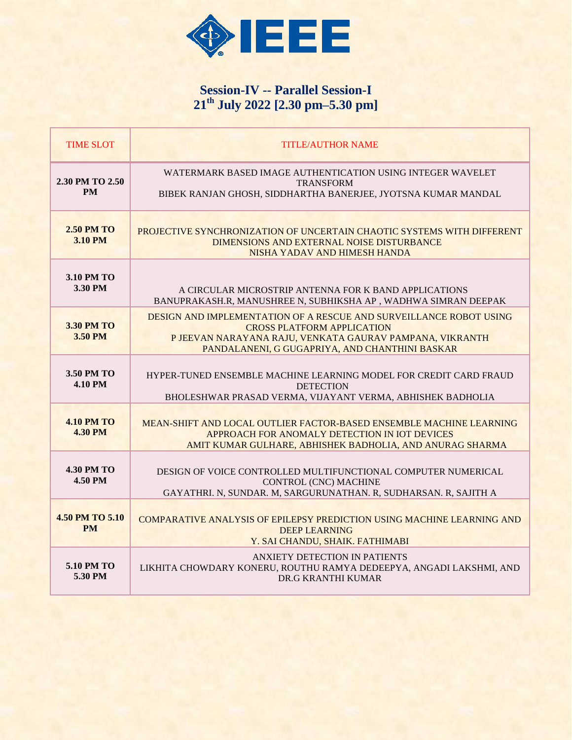## Session-IV -- Parallel Session-I

## 21st July 2022 [2.30 pm–5.30 pm]

| TIME SLOT | TITLE/AUTHOR NAME |
|---|---|
| **2.30 PM TO 2.50 PM** | WATERMARK BASED IMAGE AUTHENTICATION USING INTEGER WAVELET TRANSFORM<br>BIBEK RANJAN GHOSH, SIDDHARTHA BANERJEE, JYOTSNA KUMAR MANDAL |
| **2.50 PM TO 3.10 PM** | PROJECTIVE SYNCHRONIZATION OF UNCERTAIN CHAOTIC SYSTEMS WITH DIFFERENT DIMENSIONS AND EXTERNAL NOISE DISTURBANCE<br>NISHA YADAV AND HIMESH HANDA |
| **3.10 PM TO 3.30 PM** | A CIRCULAR MICROSTRIP ANTENNA FOR K BAND APPLICATIONS<br>BANUPRAKASH.R, MANUSHREE N, SUBHIKSHA AP , WADHWA SIMRAN DEEPAK |
| **3.30 PM TO 3.50 PM** | DESIGN AND IMPLEMENTATION OF A RESCUE AND SURVEILLANCE ROBOT USING CROSS PLATFORM APPLICATION<br>P JEEVAN NARAYANA RAJU, VENKATA GAURAV PAMPANA, VIKRANTH PANDALANENI, G GUGAPRIYA, AND CHANTHINI BASKAR |
| **3.50 PM TO 4.10 PM** | HYPER-TUNED ENSEMBLE MACHINE LEARNING MODEL FOR CREDIT CARD FRAUD DETECTION<br>BHOLESHWAR PRASAD VERMA, VIJAYANT VERMA, ABHISHEK BADHOLIA |
| **4.10 PM TO 4.30 PM** | MEAN-SHIFT AND LOCAL OUTLIER FACTOR-BASED ENSEMBLE MACHINE LEARNING APPROACH FOR ANOMALY DETECTION IN IOT DEVICES<br>AMIT KUMAR GULHARE, ABHISHEK BADHOLIA, AND ANURAG SHARMA |
| **4.30 PM TO 4.50 PM** | DESIGN OF VOICE CONTROLLED MULTIFUNCTIONAL COMPUTER NUMERICAL CONTROL (CNC) MACHINE<br>GAYATHRI. N, SUNDAR. M, SARGURUNATHAN. R, SUDHARSAN. R, SAJITH A |
| **4.50 PM TO 5.10 PM** | COMPARATIVE ANALYSIS OF EPILEPSY PREDICTION USING MACHINE LEARNING AND DEEP LEARNING<br>Y. SAI CHANDU, SHAIK. FATHIMABI |
| **5.10 PM TO 5.30 PM** | ANXIETY DETECTION IN PATIENTS<br>LIKHITA CHOWDARY KONERU, ROUTHU RAMYA DEDEEPYA, ANGADI LAKSHMI, AND DR.G KRANTHI KUMAR |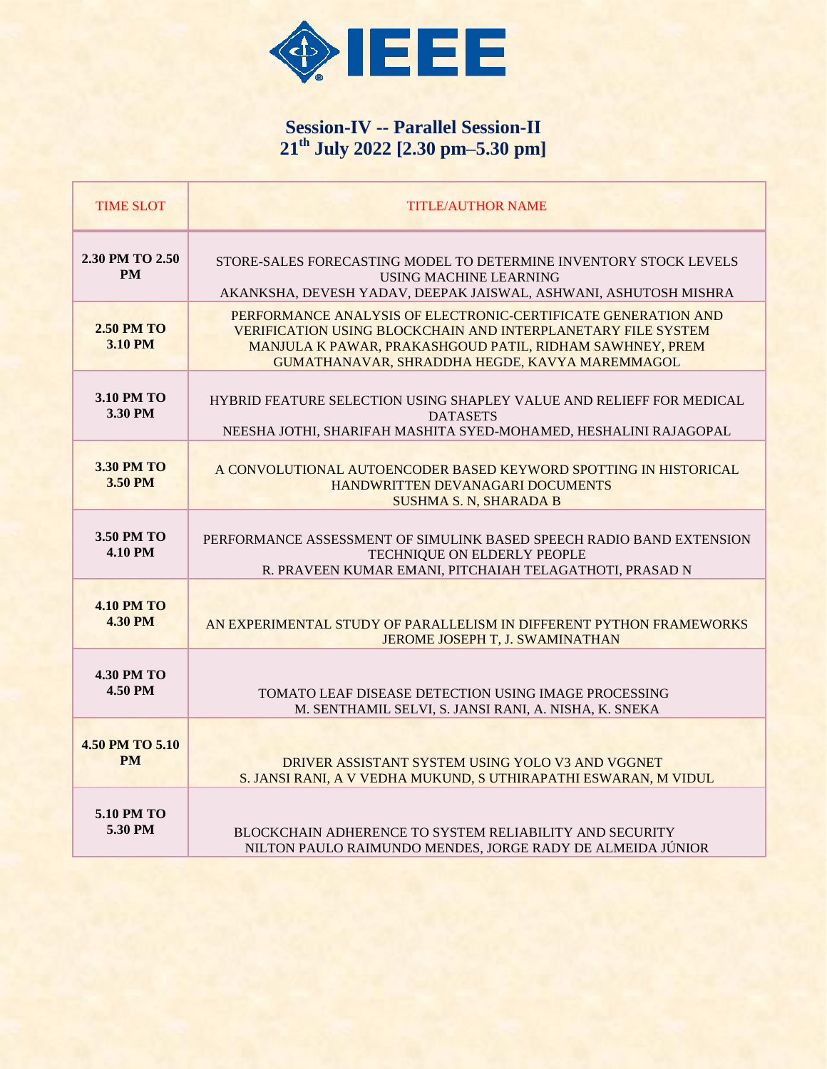## Session-IV -- Parallel Session-II

## 21th July 2022 [2.30 pm–5.30 pm]

| TIME SLOT | TITLE/AUTHOR NAME |
|---|---|
| **2.30 PM TO 2.50 PM** | STORE-SALES FORECASTING MODEL TO DETERMINE INVENTORY STOCK LEVELS USING MACHINE LEARNING<br>AKANKSHA, DEVESH YADAV, DEEPAK JAISWAL, ASHWANI, ASHUTOSH MISHRA |
| **2.50 PM TO 3.10 PM** | PERFORMANCE ANALYSIS OF ELECTRONIC-CERTIFICATE GENERATION AND VERIFICATION USING BLOCKCHAIN AND INTERPLANETARY FILE SYSTEM<br>MANJULA K PAWAR, PRAKASHGOUD PATIL, RIDHAM SAWHNEY, PREM GUMATHANAVAR, SHRADDHA HEGDE, KAVYA MAREMMAGOL |
| **3.10 PM TO 3.30 PM** | HYBRID FEATURE SELECTION USING SHAPLEY VALUE AND RELIEFF FOR MEDICAL DATASETS<br>NEESHA JOTHI, SHARIFAH MASHITA SYED-MOHAMED, HESHALINI RAJAGOPAL |
| **3.30 PM TO 3.50 PM** | A CONVOLUTIONAL AUTOENCODER BASED KEYWORD SPOTTING IN HISTORICAL HANDWRITTEN DEVANAGARI DOCUMENTS<br>SUSHMA S. N, SHARADA B |
| **3.50 PM TO 4.10 PM** | PERFORMANCE ASSESSMENT OF SIMULINK BASED SPEECH RADIO BAND EXTENSION TECHNIQUE ON ELDERLY PEOPLE<br>R. PRAVEEN KUMAR EMANI, PITCHAIAH TELAGATHOTI, PRASAD N |
| **4.10 PM TO 4.30 PM** | AN EXPERIMENTAL STUDY OF PARALLELISM IN DIFFERENT PYTHON FRAMEWORKS<br>JEROME JOSEPH T, J. SWAMINATHAN |
| **4.30 PM TO 4.50 PM** | TOMATO LEAF DISEASE DETECTION USING IMAGE PROCESSING<br>M. SENTHAMIL SELVI, S. JANSI RANI, A. NISHA, K. SNEKA |
| **4.50 PM TO 5.10 PM** | DRIVER ASSISTANT SYSTEM USING YOLO V3 AND VGGNET<br>S. JANSI RANI, A V VEDHA MUKUND, S UTHIRAPATHI ESWARAN, M VIDUL |
| **5.10 PM TO 5.30 PM** | BLOCKCHAIN ADHERENCE TO SYSTEM RELIABILITY AND SECURITY<br>NILTON PAULO RAIMUNDO MENDES, JORGE RADY DE ALMEIDA JÚNIOR |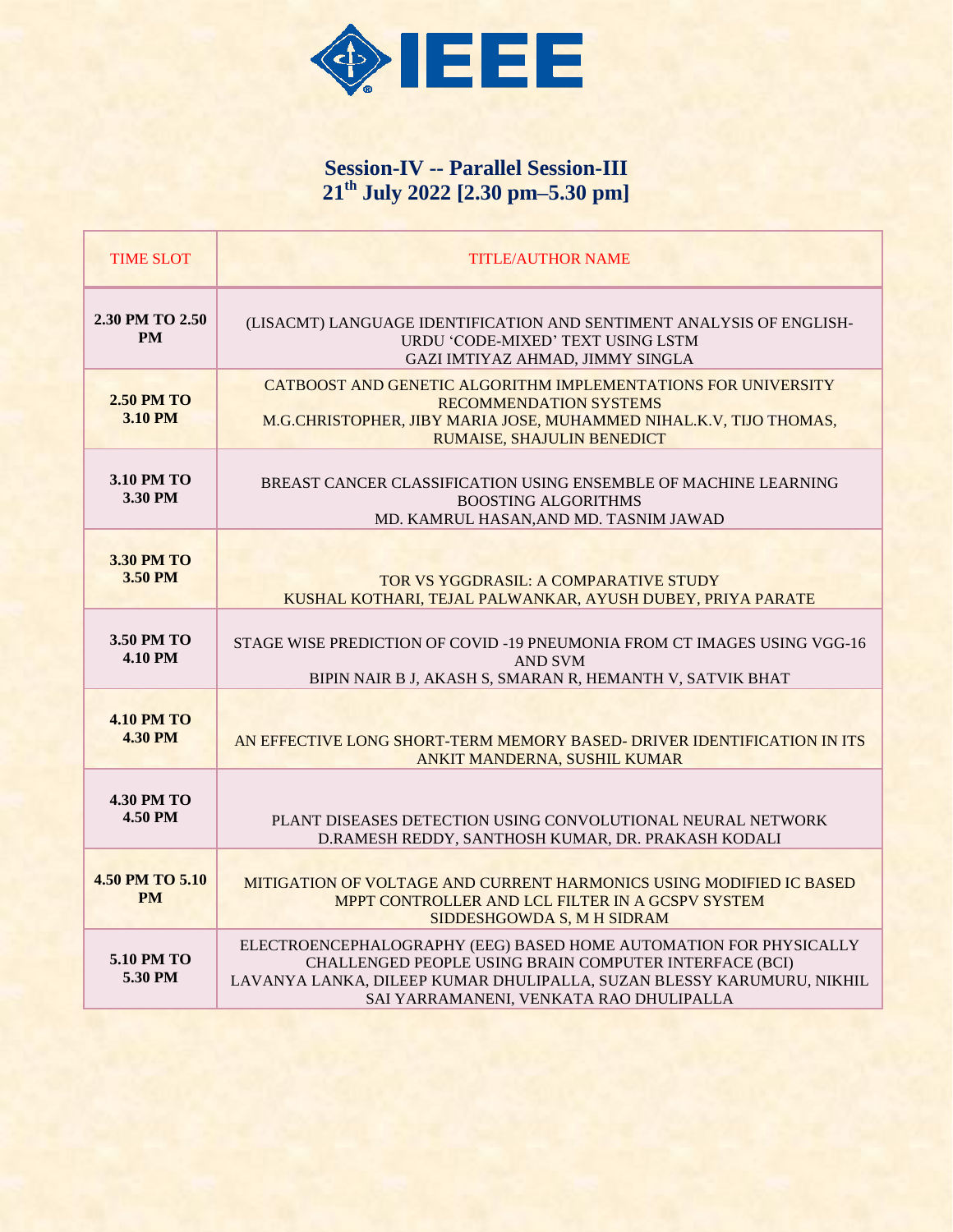IEEE

## Session-IV -- Parallel Session-III
## 21th July 2022 [2.30 pm–5.30 pm]

| TIME SLOT | TITLE/AUTHOR NAME |
|---|---|
| **2.30 PM TO 2.50 PM** | (LISACMT) LANGUAGE IDENTIFICATION AND SENTIMENT ANALYSIS OF ENGLISH-URDU 'CODE-MIXED' TEXT USING LSTM<br>GAZI IMTIYAZ AHMAD, JIMMY SINGLA |
| **2.50 PM TO 3.10 PM** | CATBOOST AND GENETIC ALGORITHM IMPLEMENTATIONS FOR UNIVERSITY RECOMMENDATION SYSTEMS<br>M.G.CHRISTOPHER, JIBY MARIA JOSE, MUHAMMED NIHAL.K.V, TIJO THOMAS, RUMAISE, SHAJULIN BENEDICT |
| **3.10 PM TO 3.30 PM** | BREAST CANCER CLASSIFICATION USING ENSEMBLE OF MACHINE LEARNING BOOSTING ALGORITHMS<br>MD. KAMRUL HASAN,AND MD. TASNIM JAWAD |
| **3.30 PM TO 3.50 PM** | TOR VS YGGDRASIL: A COMPARATIVE STUDY<br>KUSHAL KOTHARI, TEJAL PALWANKAR, AYUSH DUBEY, PRIYA PARATE |
| **3.50 PM TO 4.10 PM** | STAGE WISE PREDICTION OF COVID -19 PNEUMONIA FROM CT IMAGES USING VGG-16 AND SVM<br>BIPIN NAIR B J, AKASH S, SMARAN R, HEMANTH V, SATVIK BHAT |
| **4.10 PM TO 4.30 PM** | AN EFFECTIVE LONG SHORT-TERM MEMORY BASED- DRIVER IDENTIFICATION IN ITS<br>ANKIT MANDERNA, SUSHIL KUMAR |
| **4.30 PM TO 4.50 PM** | PLANT DISEASES DETECTION USING CONVOLUTIONAL NEURAL NETWORK<br>D.RAMESH REDDY, SANTHOSH KUMAR, DR. PRAKASH KODALI |
| **4.50 PM TO 5.10 PM** | MITIGATION OF VOLTAGE AND CURRENT HARMONICS USING MODIFIED IC BASED MPPT CONTROLLER AND LCL FILTER IN A GCSPV SYSTEM<br>SIDDESHGOWDA S, M H SIDRAM |
| **5.10 PM TO 5.30 PM** | ELECTROENCEPHALOGRAPHY (EEG) BASED HOME AUTOMATION FOR PHYSICALLY CHALLENGED PEOPLE USING BRAIN COMPUTER INTERFACE (BCI)<br>LAVANYA LANKA, DILEEP KUMAR DHULIPALLA, SUZAN BLESSY KARUMURU, NIKHIL SAI YARRAMANENI, VENKATA RAO DHULIPALLA |